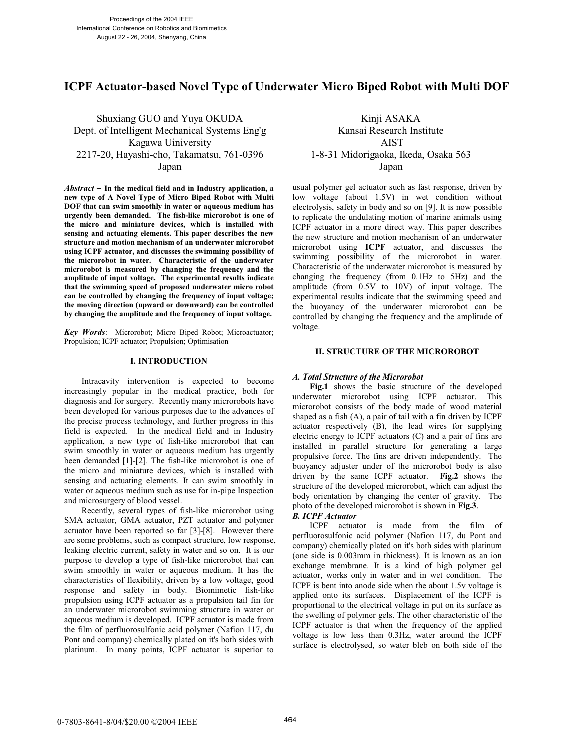Proceedings of the 2004 IEEE
International Conference on Robotics and Biomimetics
August 22 - 26, 2004, Shenyang, China

# ICPF Actuator-based Novel Type of Underwater Micro Biped Robot with Multi DOF

Shuxiang GUO and Yuya OKUDA
Dept. of Intelligent Mechanical Systems Eng'g
Kagawa Uiniversity
2217-20, Hayashi-cho, Takamatsu, 761-0396
Japan

Kinji ASAKA
Kansai Research Institute
AIST
1-8-31 Midorigaoka, Ikeda, Osaka 563
Japan

***Abstract* – In the medical field and in Industry application, a new type of A Novel Type of Micro Biped Robot with Multi DOF that can swim smoothly in water or aqueous medium has urgently been demanded. The fish-like microrobot is one of the micro and miniature devices, which is installed with sensing and actuating elements. This paper describes the new structure and motion mechanism of an underwater microrobot using ICPF actuator, and discusses the swimming possibility of the microrobot in water. Characteristic of the underwater microrobot is measured by changing the frequency and the amplitude of input voltage. The experimental results indicate that the swimming speed of proposed underwater micro robot can be controlled by changing the frequency of input voltage; the moving direction (upward or downward) can be controlled by changing the amplitude and the frequency of input voltage.**

***Key Words***: Microrobot; Micro Biped Robot; Microactuator; Propulsion; ICPF actuator; Propulsion; Optimisation

## I. INTRODUCTION

Intracavity intervention is expected to become increasingly popular in the medical practice, both for diagnosis and for surgery. Recently many microrobots have been developed for various purposes due to the advances of the precise process technology, and further progress in this field is expected. In the medical field and in Industry application, a new type of fish-like microrobot that can swim smoothly in water or aqueous medium has urgently been demanded [1]-[2]. The fish-like microrobot is one of the micro and miniature devices, which is installed with sensing and actuating elements. It can swim smoothly in water or aqueous medium such as use for in-pipe Inspection and microsurgery of blood vessel.

Recently, several types of fish-like microrobot using SMA actuator, GMA actuator, PZT actuator and polymer actuator have been reported so far [3]-[8]. However there are some problems, such as compact structure, low response, leaking electric current, safety in water and so on. It is our purpose to develop a type of fish-like microrobot that can swim smoothly in water or aqueous medium. It has the characteristics of flexibility, driven by a low voltage, good response and safety in body. Biomimetic fish-like propulsion using ICPF actuator as a propulsion tail fin for an underwater microrobot swimming structure in water or aqueous medium is developed. ICPF actuator is made from the film of perfluorosulfonic acid polymer (Nafion 117, du Pont and company) chemically plated on it's both sides with platinum. In many points, ICPF actuator is superior to usual polymer gel actuator such as fast response, driven by low voltage (about 1.5V) in wet condition without electrolysis, safety in body and so on [9]. It is now possible to replicate the undulating motion of marine animals using ICPF actuator in a more direct way. This paper describes the new structure and motion mechanism of an underwater microrobot using **ICPF** actuator, and discusses the swimming possibility of the microrobot in water. Characteristic of the underwater microrobot is measured by changing the frequency (from 0.1Hz to 5Hz) and the amplitude (from 0.5V to 10V) of input voltage. The experimental results indicate that the swimming speed and the buoyancy of the underwater microrobot can be controlled by changing the frequency and the amplitude of voltage.

## II. STRUCTURE OF THE MICROROBOT

### *A. Total Structure of the Microrobot*

**Fig.1** shows the basic structure of the developed underwater microrobot using ICPF actuator. This microrobot consists of the body made of wood material shaped as a fish (A), a pair of tail with a fin driven by ICPF actuator respectively (B), the lead wires for supplying electric energy to ICPF actuators (C) and a pair of fins are installed in parallel structure for generating a large propulsive force. The fins are driven independently. The buoyancy adjuster under of the microrobot body is also driven by the same ICPF actuator. **Fig.2** shows the structure of the developed microrobot, which can adjust the body orientation by changing the center of gravity. The photo of the developed microrobot is shown in **Fig.3**.

### *B. ICPF Actuator*

ICPF actuator is made from the film of perfluorosulfonic acid polymer (Nafion 117, du Pont and company) chemically plated on it's both sides with platinum (one side is 0.003mm in thickness). It is known as an ion exchange membrane. It is a kind of high polymer gel actuator, works only in water and in wet condition. The ICPF is bent into anode side when the about 1.5v voltage is applied onto its surfaces. Displacement of the ICPF is proportional to the electrical voltage in put on its surface as the swelling of polymer gels. The other characteristic of the ICPF actuator is that when the frequency of the applied voltage is low less than 0.3Hz, water around the ICPF surface is electrolysed, so water bleb on both side of the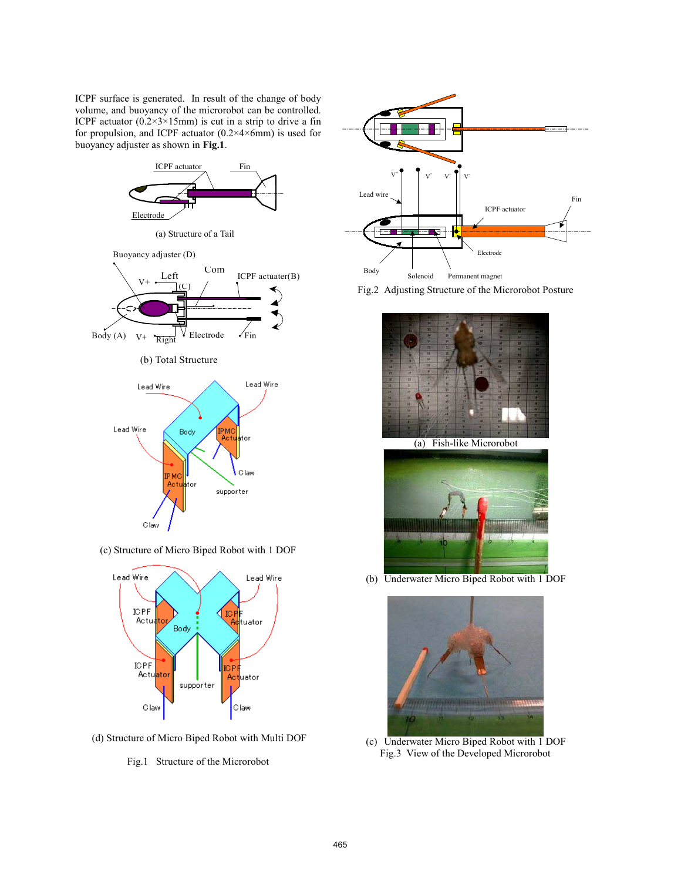ICPF surface is generated. In result of the change of body volume, and buoyancy of the microrobot can be controlled. ICPF actuator (0.2×3×15mm) is cut in a strip to drive a fin for propulsion, and ICPF actuator (0.2×4×6mm) is used for buoyancy adjuster as shown in **Fig.1**.

(a) Structure of a Tail

(b) Total Structure

(c) Structure of Micro Biped Robot with 1 DOF

(d) Structure of Micro Biped Robot with Multi DOF

Fig.1 Structure of the Microrobot

Fig.2 Adjusting Structure of the Microrobot Posture

(a) Fish-like Microrobot

(b) Underwater Micro Biped Robot with 1 DOF

(c) Underwater Micro Biped Robot with 1 DOF

Fig.3 View of the Developed Microrobot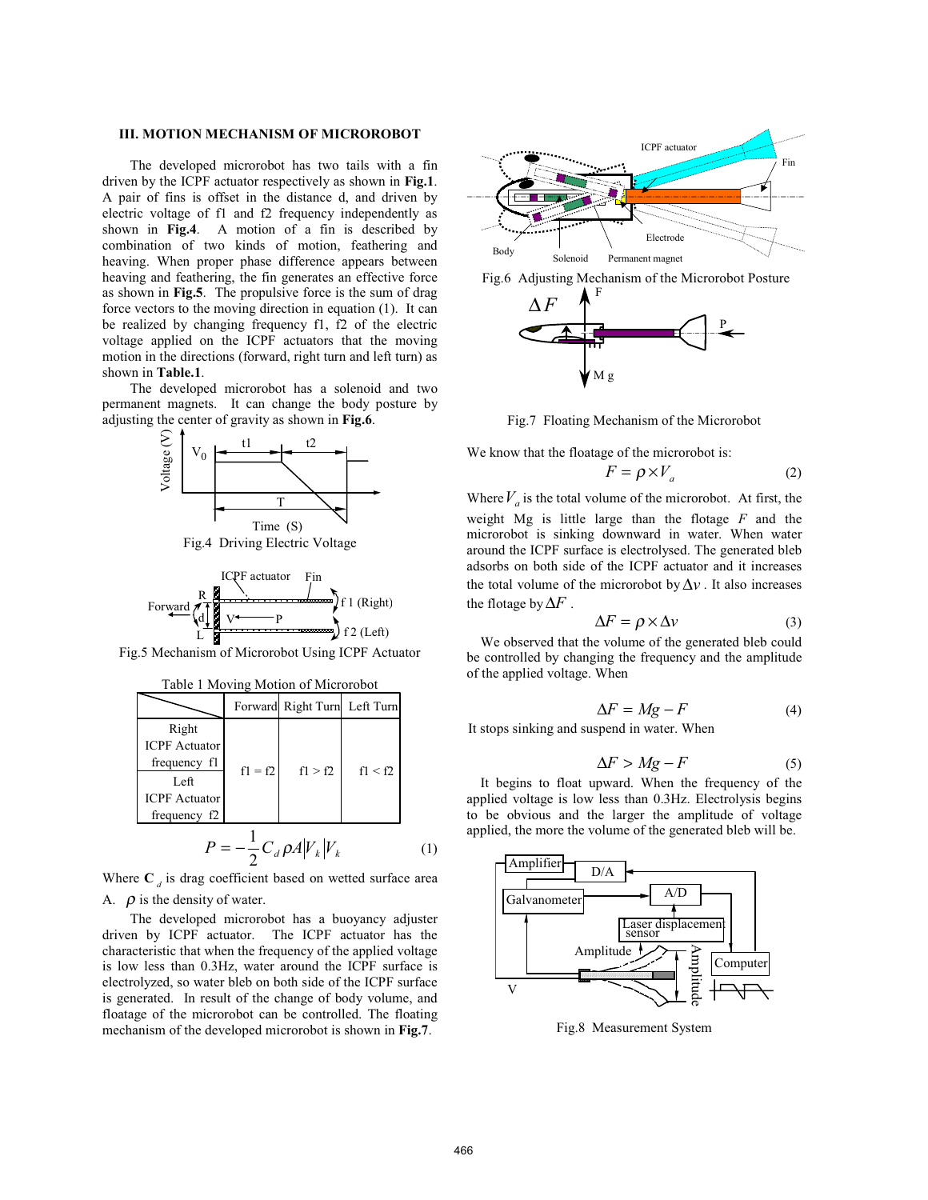### III. MOTION MECHANISM OF MICROROBOT

The developed microrobot has two tails with a fin driven by the ICPF actuator respectively as shown in **Fig.1**. A pair of fins is offset in the distance d, and driven by electric voltage of f1 and f2 frequency independently as shown in **Fig.4**. A motion of a fin is described by combination of two kinds of motion, feathering and heaving. When proper phase difference appears between heaving and feathering, the fin generates an effective force as shown in **Fig.5**. The propulsive force is the sum of drag force vectors to the moving direction in equation (1). It can be realized by changing frequency f1, f2 of the electric voltage applied on the ICPF actuators that the moving motion in the directions (forward, right turn and left turn) as shown in **Table.1**.

The developed microrobot has a solenoid and two permanent magnets. It can change the body posture by adjusting the center of gravity as shown in **Fig.6**.

Fig.4 Driving Electric Voltage

Fig.5 Mechanism of Microrobot Using ICPF Actuator

Table 1 Moving Motion of Microrobot

| | Forward | Right Turn | Left Turn |
|---|---|---|---|
| Right ICPF Actuator frequency f1 / Left ICPF Actuator frequency f2 | f1 = f2 | f1 > f2 | f1 < f2 |

$$P = -\frac{1}{2} C_d \rho A |V_k| V_k \qquad (1)$$

Where $\mathbf{C}_d$ is drag coefficient based on wetted surface area A. $\rho$ is the density of water.

The developed microrobot has a buoyancy adjuster driven by ICPF actuator. The ICPF actuator has the characteristic that when the frequency of the applied voltage is low less than 0.3Hz, water around the ICPF surface is electrolyzed, so water bleb on both side of the ICPF surface is generated. In result of the change of body volume, and floatage of the microrobot can be controlled. The floating mechanism of the developed microrobot is shown in **Fig.7**.

Fig.6 Adjusting Mechanism of the Microrobot Posture

Fig.7 Floating Mechanism of the Microrobot

We know that the floatage of the microrobot is:

$$F = \rho \times V_a \qquad (2)$$

Where $V_a$ is the total volume of the microrobot. At first, the weight Mg is little large than the flotage $F$ and the microrobot is sinking downward in water. When water around the ICPF surface is electrolysed. The generated bleb adsorbs on both side of the ICPF actuator and it increases the total volume of the microrobot by $\Delta v$. It also increases the flotage by $\Delta F$.

$$\Delta F = \rho \times \Delta v \qquad (3)$$

We observed that the volume of the generated bleb could be controlled by changing the frequency and the amplitude of the applied voltage. When

$$\Delta F = Mg - F \qquad (4)$$

It stops sinking and suspend in water. When

$$\Delta F > Mg - F \qquad (5)$$

It begins to float upward. When the frequency of the applied voltage is low less than 0.3Hz. Electrolysis begins to be obvious and the larger the amplitude of voltage applied, the more the volume of the generated bleb will be.

Fig.8 Measurement System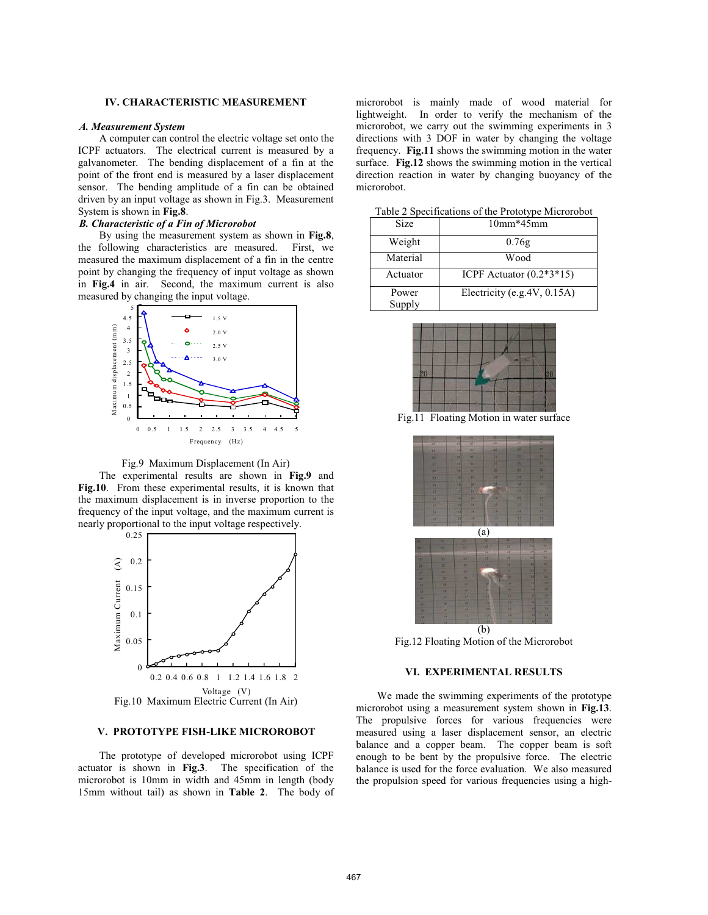## IV. CHARACTERISTIC MEASUREMENT

### *A. Measurement System*

A computer can control the electric voltage set onto the ICPF actuators. The electrical current is measured by a galvanometer. The bending displacement of a fin at the point of the front end is measured by a laser displacement sensor. The bending amplitude of a fin can be obtained driven by an input voltage as shown in Fig.3. Measurement System is shown in **Fig.8**.

### *B. Characteristic of a Fin of Microrobot*

By using the measurement system as shown in **Fig.8**, the following characteristics are measured. First, we measured the maximum displacement of a fin in the centre point by changing the frequency of input voltage as shown in **Fig.4** in air. Second, the maximum current is also measured by changing the input voltage.

Fig.9 Maximum Displacement (In Air)

The experimental results are shown in **Fig.9** and **Fig.10**. From these experimental results, it is known that the maximum displacement is in inverse proportion to the frequency of the input voltage, and the maximum current is nearly proportional to the input voltage respectively.

Fig.10 Maximum Electric Current (In Air)

## V. PROTOTYPE FISH-LIKE MICROROBOT

The prototype of developed microrobot using ICPF actuator is shown in **Fig.3**. The specification of the microrobot is 10mm in width and 45mm in length (body 15mm without tail) as shown in **Table 2**. The body of microrobot is mainly made of wood material for lightweight. In order to verify the mechanism of the microrobot, we carry out the swimming experiments in 3 directions with 3 DOF in water by changing the voltage frequency. **Fig.11** shows the swimming motion in the water surface. **Fig.12** shows the swimming motion in the vertical direction reaction in water by changing buoyancy of the microrobot.

Table 2 Specifications of the Prototype Microrobot

| Size | 10mm*45mm |
|---|---|
| Weight | 0.76g |
| Material | Wood |
| Actuator | ICPF Actuator (0.2*3*15) |
| Power Supply | Electricity (e.g.4V, 0.15A) |

Fig.11 Floating Motion in water surface

(a)

(b)

Fig.12 Floating Motion of the Microrobot

## VI. EXPERIMENTAL RESULTS

We made the swimming experiments of the prototype microrobot using a measurement system shown in **Fig.13**. The propulsive forces for various frequencies were measured using a laser displacement sensor, an electric balance and a copper beam. The copper beam is soft enough to be bent by the propulsive force. The electric balance is used for the force evaluation. We also measured the propulsion speed for various frequencies using a high-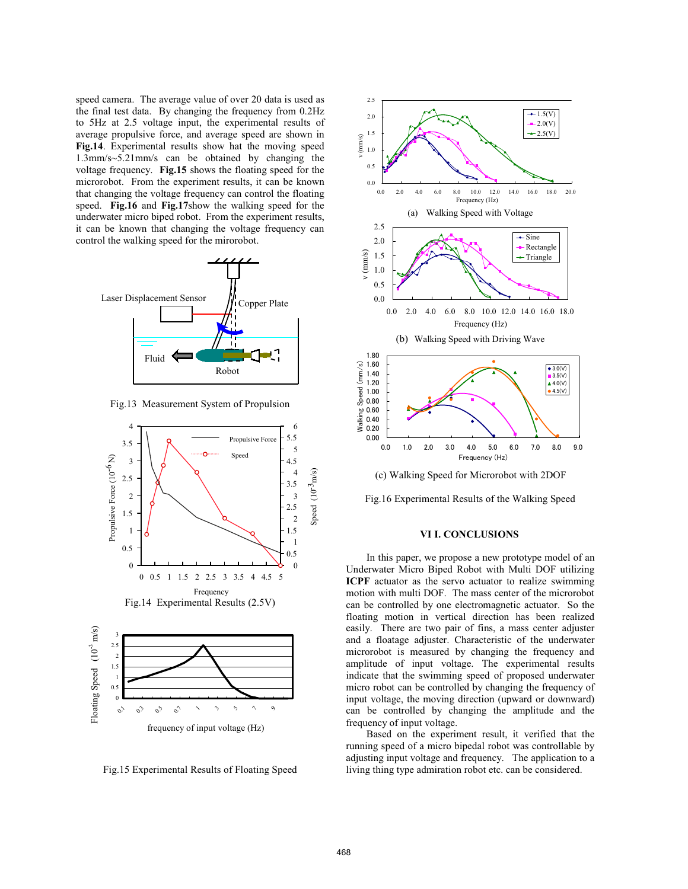speed camera. The average value of over 20 data is used as the final test data. By changing the frequency from 0.2Hz to 5Hz at 2.5 voltage input, the experimental results of average propulsive force, and average speed are shown in **Fig.14**. Experimental results show hat the moving speed 1.3mm/s~5.21mm/s can be obtained by changing the voltage frequency. **Fig.15** shows the floating speed for the microrobot. From the experiment results, it can be known that changing the voltage frequency can control the floating speed. **Fig.16** and **Fig.17**show the walking speed for the underwater micro biped robot. From the experiment results, it can be known that changing the voltage frequency can control the walking speed for the mirorobot.

Fig.13 Measurement System of Propulsion

Fig.14 Experimental Results (2.5V)

Fig.15 Experimental Results of Floating Speed

(a) Walking Speed with Voltage

(b) Walking Speed with Driving Wave

(c) Walking Speed for Microrobot with 2DOF

Fig.16 Experimental Results of the Walking Speed

## VI I. CONCLUSIONS

In this paper, we propose a new prototype model of an Underwater Micro Biped Robot with Multi DOF utilizing **ICPF** actuator as the servo actuator to realize swimming motion with multi DOF. The mass center of the microrobot can be controlled by one electromagnetic actuator. So the floating motion in vertical direction has been realized easily. There are two pair of fins, a mass center adjuster and a floatage adjuster. Characteristic of the underwater microrobot is measured by changing the frequency and amplitude of input voltage. The experimental results indicate that the swimming speed of proposed underwater micro robot can be controlled by changing the frequency of input voltage, the moving direction (upward or downward) can be controlled by changing the amplitude and the frequency of input voltage.

Based on the experiment result, it verified that the running speed of a micro bipedal robot was controllable by adjusting input voltage and frequency. The application to a living thing type admiration robot etc. can be considered.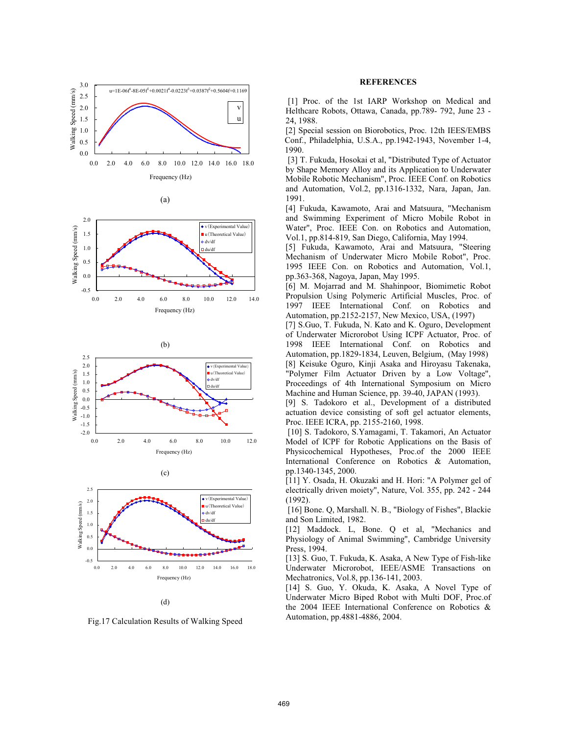u=1E-06f^6-8E-05f^5+0.0021f^4-0.0223f^3+0.0387f^2+0.5604f+0.1169

Walking Speed (mm/s)

Frequency (Hz)

v

u

(a)

Walking Speed (mm/s)

Frequency (Hz)

v (Experimental Value)

u (Theoretical Value)

dv/df

du/df

(b)

Walking Speed (mm/s)

Frequency (Hz)

v (Experimental Value)

u (Theoretical Value)

dv/df

du/df

(c)

Walking Speed (mm/s)

Frequency (Hz)

v (Experimental Value)

u (Theoretical Value)

dv/df

du/df

(d)

Fig.17 Calculation Results of Walking Speed

## REFERENCES

[1] Proc. of the 1st IARP Workshop on Medical and Helthcare Robots, Ottawa, Canada, pp.789- 792, June 23 - 24, 1988.

[2] Special session on Biorobotics, Proc. 12th IEES/EMBS Conf., Philadelphia, U.S.A., pp.1942-1943, November 1-4, 1990.

[3] T. Fukuda, Hosokai et al, "Distributed Type of Actuator by Shape Memory Alloy and its Application to Underwater Mobile Robotic Mechanism", Proc. IEEE Conf. on Robotics and Automation, Vol.2, pp.1316-1332, Nara, Japan, Jan. 1991.

[4] Fukuda, Kawamoto, Arai and Matsuura, "Mechanism and Swimming Experiment of Micro Mobile Robot in Water", Proc. IEEE Con. on Robotics and Automation, Vol.1, pp.814-819, San Diego, California, May 1994.

[5] Fukuda, Kawamoto, Arai and Matsuura, "Steering Mechanism of Underwater Micro Mobile Robot", Proc. 1995 IEEE Con. on Robotics and Automation, Vol.1, pp.363-368, Nagoya, Japan, May 1995.

[6] M. Mojarrad and M. Shahinpoor, Biomimetic Robot Propulsion Using Polymeric Artificial Muscles, Proc. of 1997 IEEE International Conf. on Robotics and Automation, pp.2152-2157, New Mexico, USA, (1997)

[7] S.Guo, T. Fukuda, N. Kato and K. Oguro, Development of Underwater Microrobot Using ICPF Actuator, Proc. of 1998 IEEE International Conf. on Robotics and Automation, pp.1829-1834, Leuven, Belgium, (May 1998)

[8] Keisuke Oguro, Kinji Asaka and Hiroyasu Takenaka, "Polymer Film Actuator Driven by a Low Voltage", Proceedings of 4th International Symposium on Micro Machine and Human Science, pp. 39-40, JAPAN (1993).

[9] S. Tadokoro et al., Development of a distributed actuation device consisting of soft gel actuator elements, Proc. IEEE ICRA, pp. 2155-2160, 1998.

[10] S. Tadokoro, S.Yamagami, T. Takamori, An Actuator Model of ICPF for Robotic Applications on the Basis of Physicochemical Hypotheses, Proc.of the 2000 IEEE International Conference on Robotics & Automation, pp.1340-1345, 2000.

[11] Y. Osada, H. Okuzaki and H. Hori: "A Polymer gel of electrically driven moiety", Nature, Vol. 355, pp. 242 - 244 (1992).

[16] Bone. Q, Marshall. N. B., "Biology of Fishes", Blackie and Son Limited, 1982.

[12] Maddock. L, Bone. Q et al, "Mechanics and Physiology of Animal Swimming", Cambridge University Press, 1994.

[13] S. Guo, T. Fukuda, K. Asaka, A New Type of Fish-like Underwater Microrobot, IEEE/ASME Transactions on Mechatronics, Vol.8, pp.136-141, 2003.

[14] S. Guo, Y. Okuda, K. Asaka, A Novel Type of Underwater Micro Biped Robot with Multi DOF, Proc.of the 2004 IEEE International Conference on Robotics & Automation, pp.4881-4886, 2004.